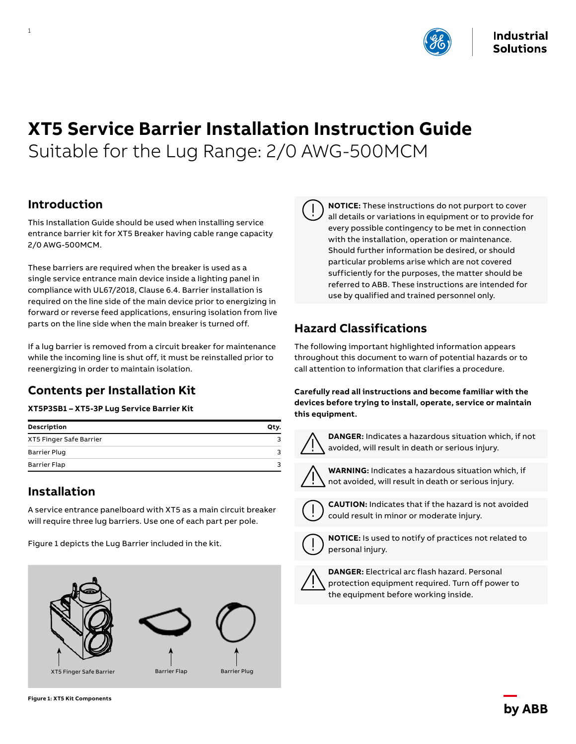# XT5 Service Barrier Installation Instruction Guide

Suitable for the Lug Range: 2/0 AWG-500MCM

## Introduction

This Installation Guide should be used when installing service entrance barrier kit for XT5 Breaker having cable range capacity 2/0 AWG-500MCM.

These barriers are required when the breaker is used as a single service entrance main device inside a lighting panel in compliance with UL67/2018, Clause 6.4. Barrier installation is required on the line side of the main device prior to energizing in forward or reverse feed applications, ensuring isolation from live parts on the line side when the main breaker is turned off.

If a lug barrier is removed from a circuit breaker for maintenance while the incoming line is shut off, it must be reinstalled prior to reenergizing in order to maintain isolation.

## Contents per Installation Kit

**XT5P3SB1 – XT5-3P Lug Service Barrier Kit**

| Description | Qty. |
|---|---|
| XT5 Finger Safe Barrier | 3 |
| Barrier Plug | 3 |
| Barrier Flap | 3 |

## Installation

A service entrance panelboard with XT5 as a main circuit breaker will require three lug barriers. Use one of each part per pole.

Figure 1 depicts the Lug Barrier included in the kit.

XT5 Finger Safe Barrier | Barrier Flap | Barrier Plug

**Figure 1: XT5 Kit Components**

**NOTICE:** These instructions do not purport to cover all details or variations in equipment or to provide for every possible contingency to be met in connection with the installation, operation or maintenance. Should further information be desired, or should particular problems arise which are not covered sufficiently for the purposes, the matter should be referred to ABB. These instructions are intended for use by qualified and trained personnel only.

## Hazard Classifications

The following important highlighted information appears throughout this document to warn of potential hazards or to call attention to information that clarifies a procedure.

**Carefully read all instructions and become familiar with the devices before trying to install, operate, service or maintain this equipment.**

**DANGER:** Indicates a hazardous situation which, if not avoided, will result in death or serious injury.

**WARNING:** Indicates a hazardous situation which, if not avoided, will result in death or serious injury.

**CAUTION:** Indicates that if the hazard is not avoided could result in minor or moderate injury.

**NOTICE:** Is used to notify of practices not related to personal injury.

**DANGER:** Electrical arc flash hazard. Personal protection equipment required. Turn off power to the equipment before working inside.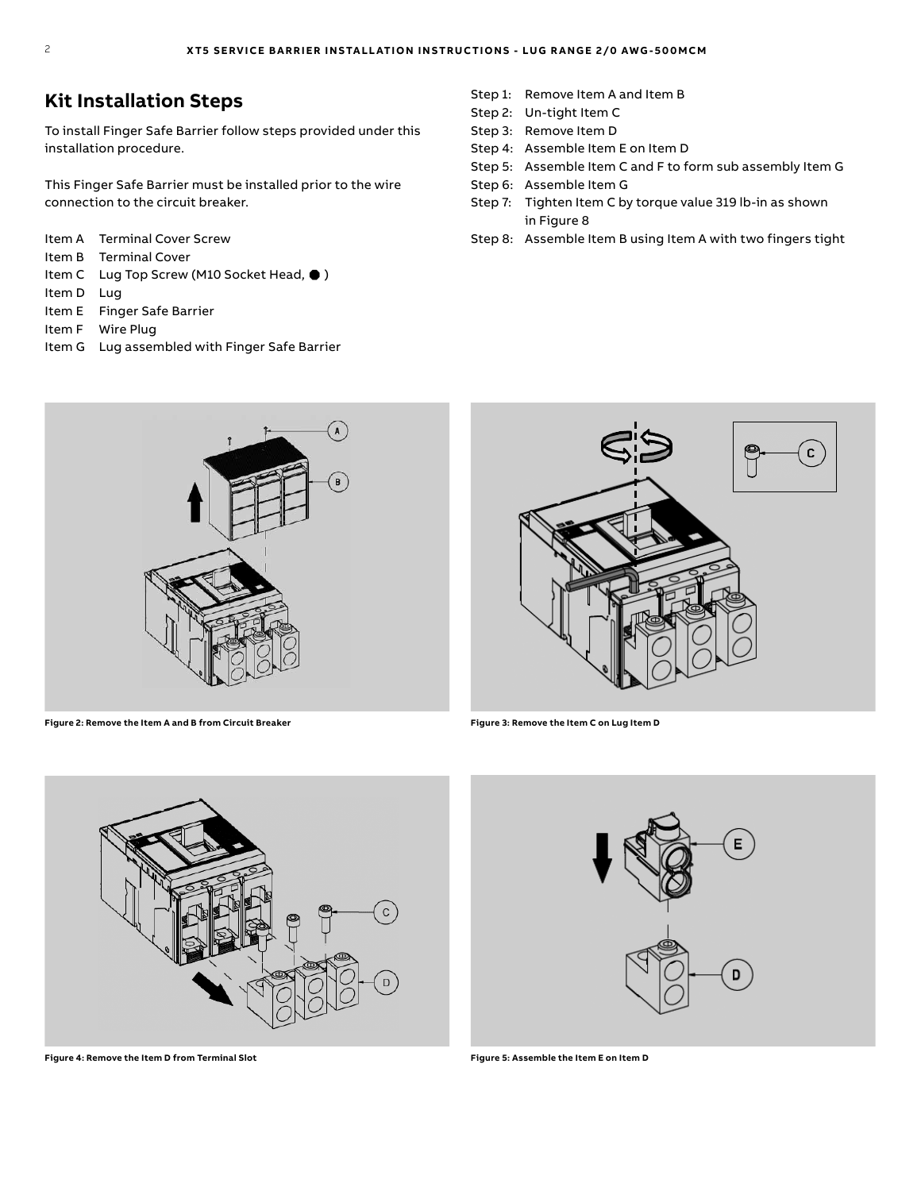## Kit Installation Steps

To install Finger Safe Barrier follow steps provided under this installation procedure.

This Finger Safe Barrier must be installed prior to the wire connection to the circuit breaker.

- Item A Terminal Cover Screw
- Item B Terminal Cover
- Item C Lug Top Screw (M10 Socket Head, ● )
- Item D Lug
- Item E Finger Safe Barrier
- Item F Wire Plug
- Item G Lug assembled with Finger Safe Barrier

- Step 1: Remove Item A and Item B
- Step 2: Un-tight Item C
- Step 3: Remove Item D
- Step 4: Assemble Item E on Item D
- Step 5: Assemble Item C and F to form sub assembly Item G
- Step 6: Assemble Item G
- Step 7: Tighten Item C by torque value 319 lb-in as shown in Figure 8
- Step 8: Assemble Item B using Item A with two fingers tight

**Figure 2: Remove the Item A and B from Circuit Breaker**

**Figure 3: Remove the Item C on Lug Item D**

**Figure 4: Remove the Item D from Terminal Slot**

**Figure 5: Assemble the Item E on Item D**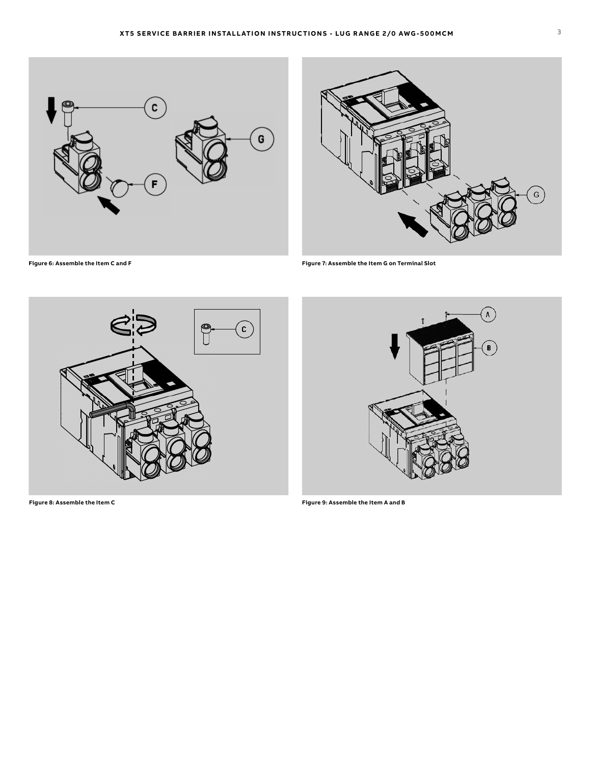Figure 6: Assemble the Item C and F

Figure 7: Assemble the Item G on Terminal Slot

Figure 8: Assemble the Item C

Figure 9: Assemble the Item A and B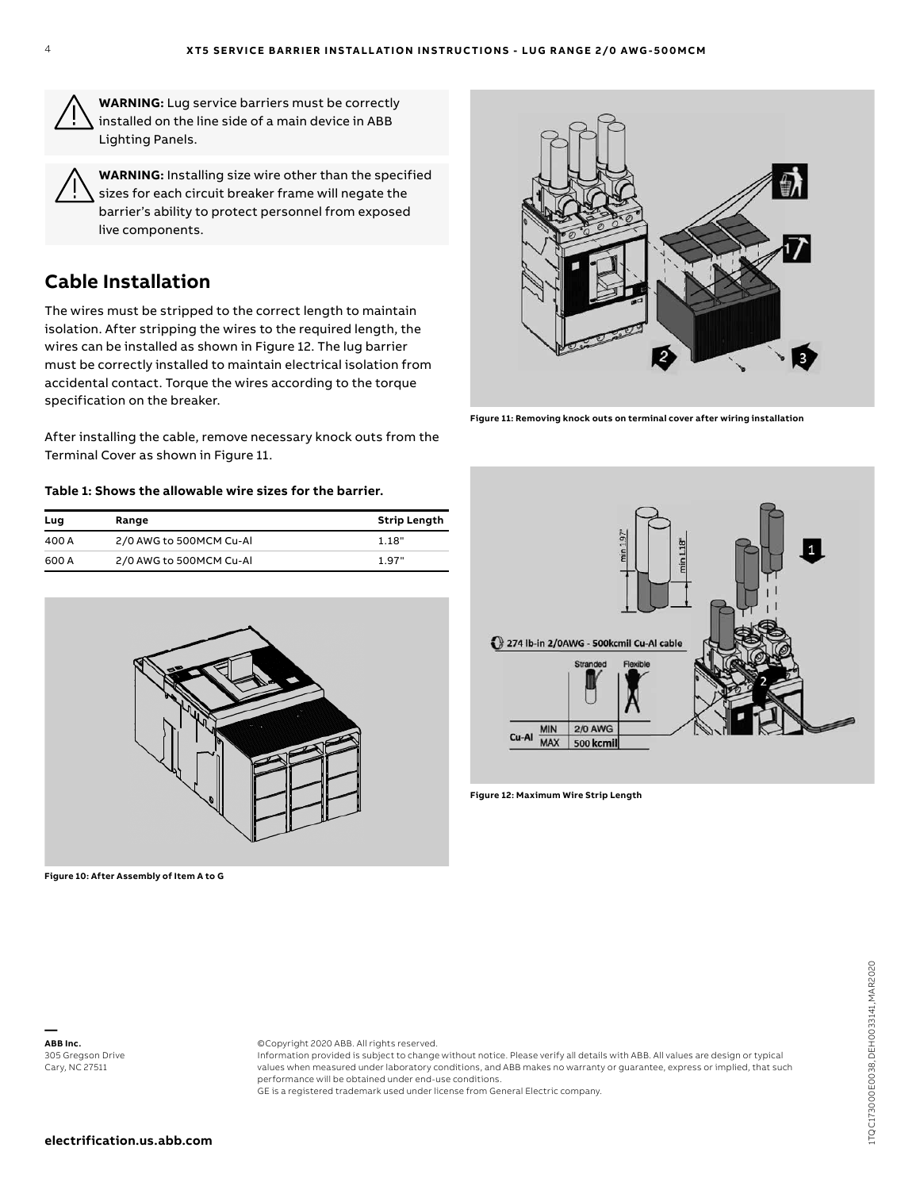**WARNING:** Lug service barriers must be correctly installed on the line side of a main device in ABB Lighting Panels.

**WARNING:** Installing size wire other than the specified sizes for each circuit breaker frame will negate the barrier's ability to protect personnel from exposed live components.

## Cable Installation

The wires must be stripped to the correct length to maintain isolation. After stripping the wires to the required length, the wires can be installed as shown in Figure 12. The lug barrier must be correctly installed to maintain electrical isolation from accidental contact. Torque the wires according to the torque specification on the breaker.

After installing the cable, remove necessary knock outs from the Terminal Cover as shown in Figure 11.

**Table 1: Shows the allowable wire sizes for the barrier.**

| Lug | Range | Strip Length |
|---|---|---|
| 400 A | 2/0 AWG to 500MCM Cu-Al | 1.18" |
| 600 A | 2/0 AWG to 500MCM Cu-Al | 1.97" |

**Figure 10: After Assembly of Item A to G**

**Figure 11: Removing knock outs on terminal cover after wiring installation**

min 1.97"
min 1.18"
274 lb-in 2/0AWG - 500kcmil Cu-Al cable
Stranded
Flexible
Cu-Al MIN 2/0 AWG
MAX 500 kcmil

**Figure 12: Maximum Wire Strip Length**

**ABB Inc.**
305 Gregson Drive
Cary, NC 27511

©Copyright 2020 ABB. All rights reserved.
Information provided is subject to change without notice. Please verify all details with ABB. All values are design or typical values when measured under laboratory conditions, and ABB makes no warranty or guarantee, express or implied, that such performance will be obtained under end-use conditions.
GE is a registered trademark used under license from General Electric company.

**electrification.us.abb.com**

1TQC173000E0038, DEH0033141, MAR2020